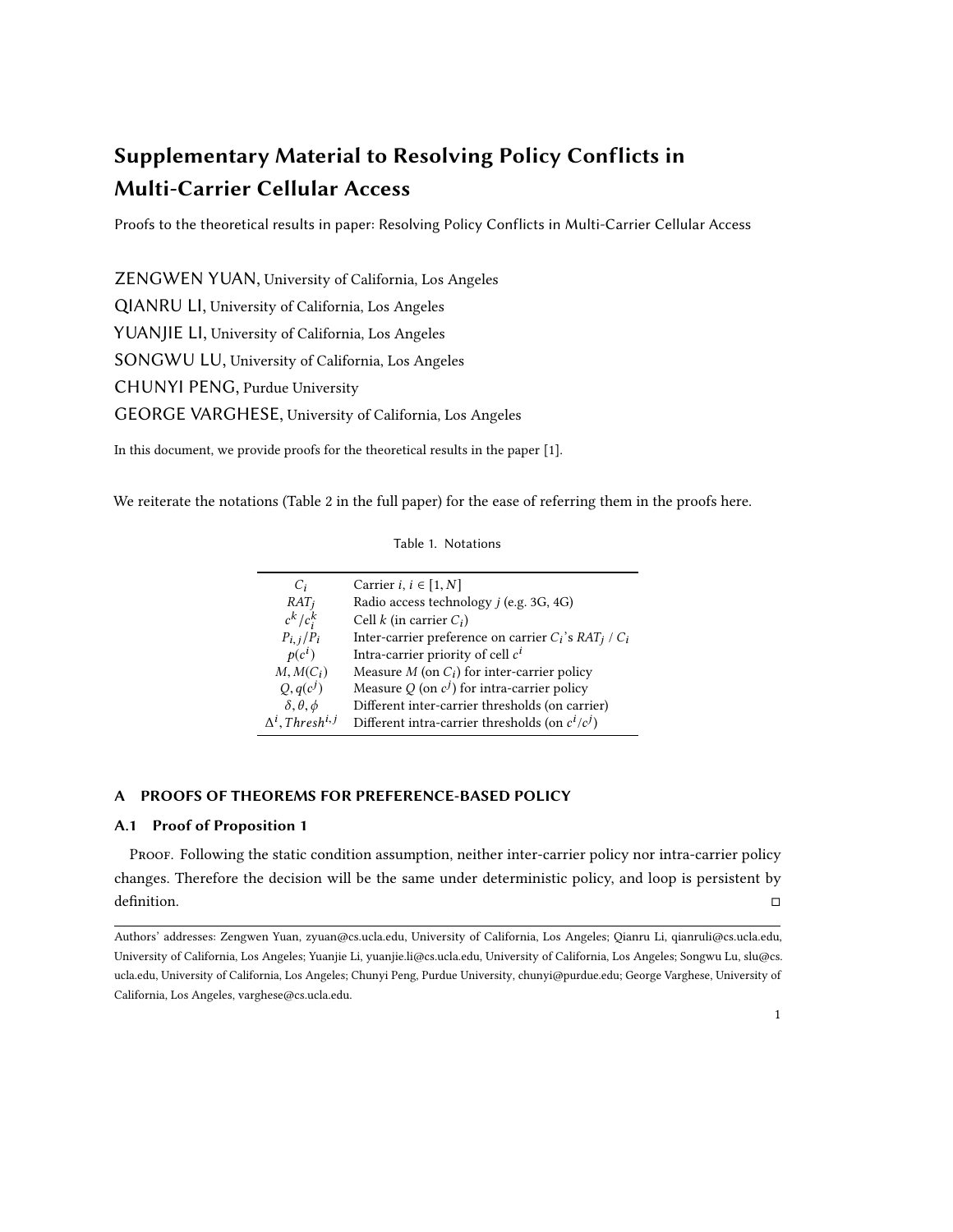# Supplementary Material to Resolving Policy Conflicts in Multi-Carrier Cellular Access

Proofs to the theoretical results in paper: Resolving Policy Conflicts in Multi-Carrier Cellular Access

ZENGWEN YUAN, University of California, Los Angeles
QIANRU LI, University of California, Los Angeles
YUANJIE LI, University of California, Los Angeles
SONGWU LU, University of California, Los Angeles
CHUNYI PENG, Purdue University
GEORGE VARGHESE, University of California, Los Angeles

In this document, we provide proofs for the theoretical results in the paper [1].

We reiterate the notations (Table 2 in the full paper) for the ease of referring them in the proofs here.

Table 1. Notations

| | |
|---|---|
| $C_i$ | Carrier $i$, $i \in [1, N]$ |
| $RAT_j$ | Radio access technology $j$ (e.g. 3G, 4G) |
| $c^k / c_i^k$ | Cell $k$ (in carrier $C_i$) |
| $P_{i,j} / P_i$ | Inter-carrier preference on carrier $C_i$'s $RAT_j$ / $C_i$ |
| $p(c^i)$ | Intra-carrier priority of cell $c^i$ |
| $M, M(C_i)$ | Measure $M$ (on $C_i$) for inter-carrier policy |
| $Q, q(c^j)$ | Measure $Q$ (on $c^j$) for intra-carrier policy |
| $\delta, \theta, \phi$ | Different inter-carrier thresholds (on carrier) |
| $\Delta^i, Thresh^{i,j}$ | Different intra-carrier thresholds (on $c^i$/$c^j$) |

## A PROOFS OF THEOREMS FOR PREFERENCE-BASED POLICY

### A.1 Proof of Proposition 1

Proof. Following the static condition assumption, neither inter-carrier policy nor intra-carrier policy changes. Therefore the decision will be the same under deterministic policy, and loop is persistent by definition. □

Authors' addresses: Zengwen Yuan, zyuan@cs.ucla.edu, University of California, Los Angeles; Qianru Li, qianruli@cs.ucla.edu, University of California, Los Angeles; Yuanjie Li, yuanjie.li@cs.ucla.edu, University of California, Los Angeles; Songwu Lu, slu@cs.ucla.edu, University of California, Los Angeles; Chunyi Peng, Purdue University, chunyi@purdue.edu; George Varghese, University of California, Los Angeles, varghese@cs.ucla.edu.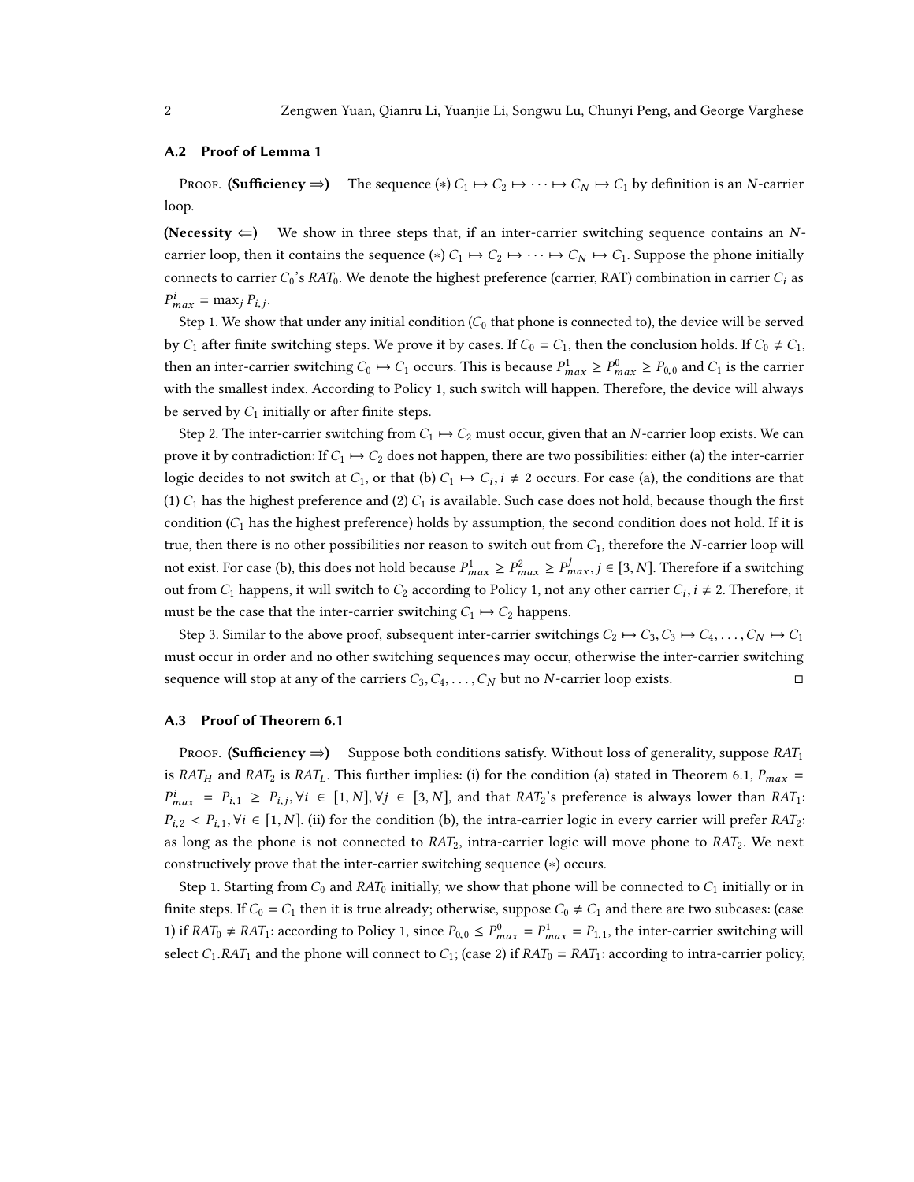### A.2 Proof of Lemma 1

Proof. **(Sufficiency ⇒)** The sequence $(*)$ $C_1 \mapsto C_2 \mapsto \cdots \mapsto C_N \mapsto C_1$ by definition is an $N$-carrier loop.

**(Necessity ⇐)** We show in three steps that, if an inter-carrier switching sequence contains an $N$-carrier loop, then it contains the sequence $(*)$ $C_1 \mapsto C_2 \mapsto \cdots \mapsto C_N \mapsto C_1$. Suppose the phone initially connects to carrier $C_0$'s $RAT_0$. We denote the highest preference (carrier, RAT) combination in carrier $C_i$ as $P^i_{max} = \max_j P_{i,j}$.

Step 1. We show that under any initial condition ($C_0$ that phone is connected to), the device will be served by $C_1$ after finite switching steps. We prove it by cases. If $C_0 = C_1$, then the conclusion holds. If $C_0 \neq C_1$, then an inter-carrier switching $C_0 \mapsto C_1$ occurs. This is because $P^1_{max} \geq P^0_{max} \geq P_{0,0}$ and $C_1$ is the carrier with the smallest index. According to Policy 1, such switch will happen. Therefore, the device will always be served by $C_1$ initially or after finite steps.

Step 2. The inter-carrier switching from $C_1 \mapsto C_2$ must occur, given that an $N$-carrier loop exists. We can prove it by contradiction: If $C_1 \mapsto C_2$ does not happen, there are two possibilities: either (a) the inter-carrier logic decides to not switch at $C_1$, or that (b) $C_1 \mapsto C_i, i \neq 2$ occurs. For case (a), the conditions are that (1) $C_1$ has the highest preference and (2) $C_1$ is available. Such case does not hold, because though the first condition ($C_1$ has the highest preference) holds by assumption, the second condition does not hold. If it is true, then there is no other possibilities nor reason to switch out from $C_1$, therefore the $N$-carrier loop will not exist. For case (b), this does not hold because $P^1_{max} \geq P^2_{max} \geq P^j_{max}, j \in [3, N]$. Therefore if a switching out from $C_1$ happens, it will switch to $C_2$ according to Policy 1, not any other carrier $C_i, i \neq 2$. Therefore, it must be the case that the inter-carrier switching $C_1 \mapsto C_2$ happens.

Step 3. Similar to the above proof, subsequent inter-carrier switchings $C_2 \mapsto C_3, C_3 \mapsto C_4, \ldots, C_N \mapsto C_1$ must occur in order and no other switching sequences may occur, otherwise the inter-carrier switching sequence will stop at any of the carriers $C_3, C_4, \ldots, C_N$ but no $N$-carrier loop exists. □

### A.3 Proof of Theorem 6.1

Proof. **(Sufficiency ⇒)** Suppose both conditions satisfy. Without loss of generality, suppose $RAT_1$ is $RAT_H$ and $RAT_2$ is $RAT_L$. This further implies: (i) for the condition (a) stated in Theorem 6.1, $P_{max} = P^i_{max} = P_{i,1} \geq P_{i,j}, \forall i \in [1, N], \forall j \in [3, N]$, and that $RAT_2$'s preference is always lower than $RAT_1$: $P_{i,2} < P_{i,1}, \forall i \in [1, N]$. (ii) for the condition (b), the intra-carrier logic in every carrier will prefer $RAT_2$: as long as the phone is not connected to $RAT_2$, intra-carrier logic will move phone to $RAT_2$. We next constructively prove that the inter-carrier switching sequence $(*)$ occurs.

Step 1. Starting from $C_0$ and $RAT_0$ initially, we show that phone will be connected to $C_1$ initially or in finite steps. If $C_0 = C_1$ then it is true already; otherwise, suppose $C_0 \neq C_1$ and there are two subcases: (case 1) if $RAT_0 \neq RAT_1$: according to Policy 1, since $P_{0,0} \leq P^0_{max} = P^1_{max} = P_{1,1}$, the inter-carrier switching will select $C_1.RAT_1$ and the phone will connect to $C_1$; (case 2) if $RAT_0 = RAT_1$: according to intra-carrier policy,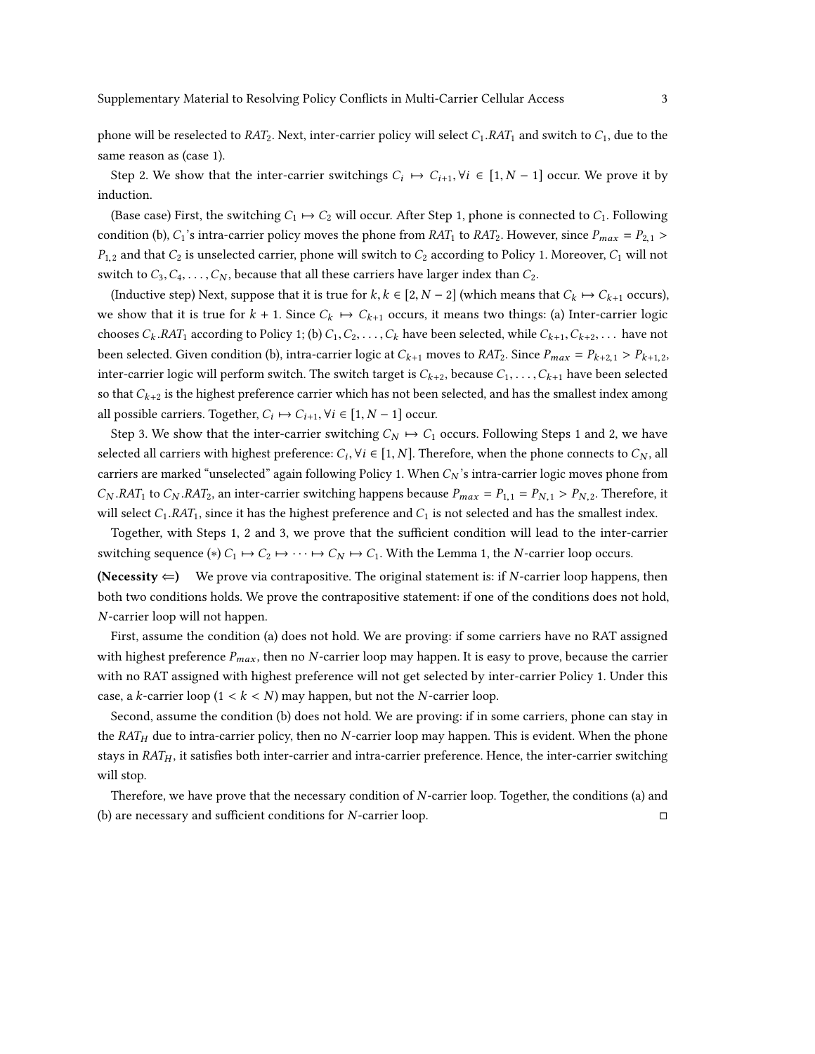phone will be reselected to $RAT_2$. Next, inter-carrier policy will select $C_1.RAT_1$ and switch to $C_1$, due to the same reason as (case 1).

Step 2. We show that the inter-carrier switchings $C_i \mapsto C_{i+1}, \forall i \in [1, N-1]$ occur. We prove it by induction.

(Base case) First, the switching $C_1 \mapsto C_2$ will occur. After Step 1, phone is connected to $C_1$. Following condition (b), $C_1$'s intra-carrier policy moves the phone from $RAT_1$ to $RAT_2$. However, since $P_{max} = P_{2,1} > P_{1,2}$ and that $C_2$ is unselected carrier, phone will switch to $C_2$ according to Policy 1. Moreover, $C_1$ will not switch to $C_3, C_4, \ldots, C_N$, because that all these carriers have larger index than $C_2$.

(Inductive step) Next, suppose that it is true for $k, k \in [2, N-2]$ (which means that $C_k \mapsto C_{k+1}$ occurs), we show that it is true for $k+1$. Since $C_k \mapsto C_{k+1}$ occurs, it means two things: (a) Inter-carrier logic chooses $C_k.RAT_1$ according to Policy 1; (b) $C_1, C_2, \ldots, C_k$ have been selected, while $C_{k+1}, C_{k+2}, \ldots$ have not been selected. Given condition (b), intra-carrier logic at $C_{k+1}$ moves to $RAT_2$. Since $P_{max} = P_{k+2,1} > P_{k+1,2}$, inter-carrier logic will perform switch. The switch target is $C_{k+2}$, because $C_1, \ldots, C_{k+1}$ have been selected so that $C_{k+2}$ is the highest preference carrier which has not been selected, and has the smallest index among all possible carriers. Together, $C_i \mapsto C_{i+1}, \forall i \in [1, N-1]$ occur.

Step 3. We show that the inter-carrier switching $C_N \mapsto C_1$ occurs. Following Steps 1 and 2, we have selected all carriers with highest preference: $C_i, \forall i \in [1, N]$. Therefore, when the phone connects to $C_N$, all carriers are marked "unselected" again following Policy 1. When $C_N$'s intra-carrier logic moves phone from $C_N.RAT_1$ to $C_N.RAT_2$, an inter-carrier switching happens because $P_{max} = P_{1,1} = P_{N,1} > P_{N,2}$. Therefore, it will select $C_1.RAT_1$, since it has the highest preference and $C_1$ is not selected and has the smallest index.

Together, with Steps 1, 2 and 3, we prove that the sufficient condition will lead to the inter-carrier switching sequence $(*)$ $C_1 \mapsto C_2 \mapsto \cdots \mapsto C_N \mapsto C_1$. With the Lemma 1, the $N$-carrier loop occurs.

**(Necessity $\Leftarrow$)** We prove via contrapositive. The original statement is: if $N$-carrier loop happens, then both two conditions holds. We prove the contrapositive statement: if one of the conditions does not hold, $N$-carrier loop will not happen.

First, assume the condition (a) does not hold. We are proving: if some carriers have no RAT assigned with highest preference $P_{max}$, then no $N$-carrier loop may happen. It is easy to prove, because the carrier with no RAT assigned with highest preference will not get selected by inter-carrier Policy 1. Under this case, a $k$-carrier loop ($1 < k < N$) may happen, but not the $N$-carrier loop.

Second, assume the condition (b) does not hold. We are proving: if in some carriers, phone can stay in the $RAT_H$ due to intra-carrier policy, then no $N$-carrier loop may happen. This is evident. When the phone stays in $RAT_H$, it satisfies both inter-carrier and intra-carrier preference. Hence, the inter-carrier switching will stop.

Therefore, we have prove that the necessary condition of $N$-carrier loop. Together, the conditions (a) and (b) are necessary and sufficient conditions for $N$-carrier loop. □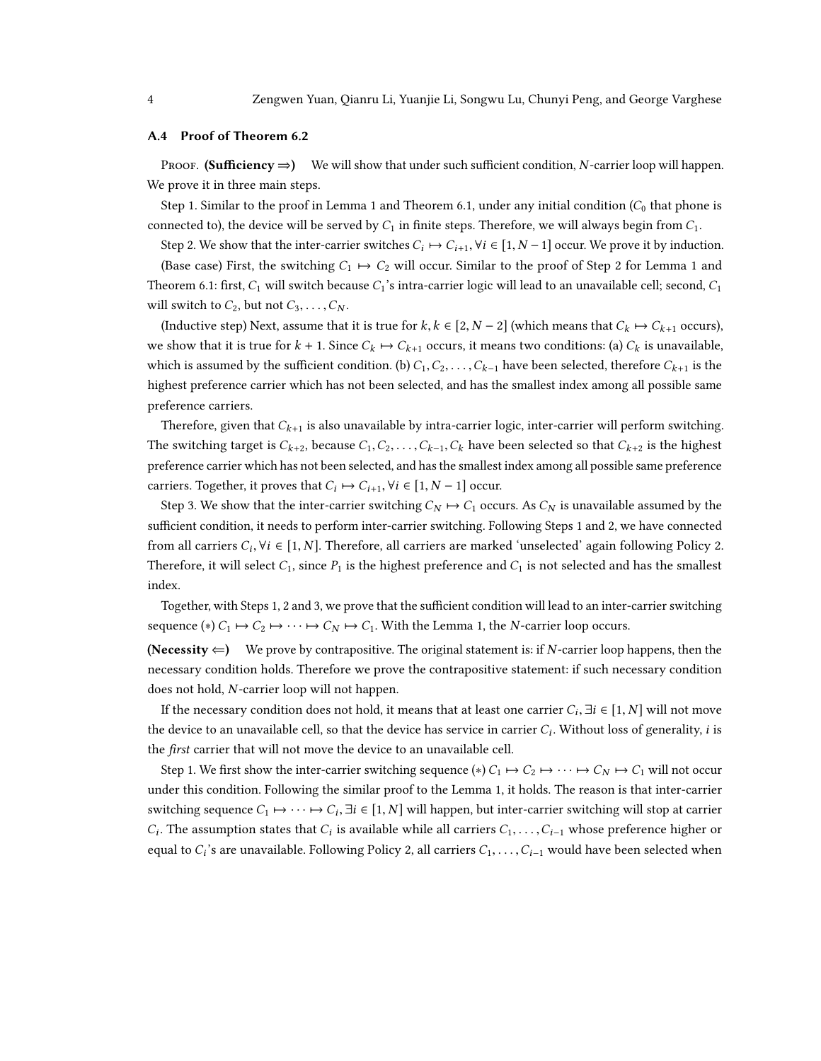### A.4 Proof of Theorem 6.2

Proof. **(Sufficiency $\Rightarrow$)** We will show that under such sufficient condition, $N$-carrier loop will happen. We prove it in three main steps.

Step 1. Similar to the proof in Lemma 1 and Theorem 6.1, under any initial condition ($C_0$ that phone is connected to), the device will be served by $C_1$ in finite steps. Therefore, we will always begin from $C_1$.

Step 2. We show that the inter-carrier switches $C_i \mapsto C_{i+1}, \forall i \in [1, N-1]$ occur. We prove it by induction.

(Base case) First, the switching $C_1 \mapsto C_2$ will occur. Similar to the proof of Step 2 for Lemma 1 and Theorem 6.1: first, $C_1$ will switch because $C_1$'s intra-carrier logic will lead to an unavailable cell; second, $C_1$ will switch to $C_2$, but not $C_3, \ldots, C_N$.

(Inductive step) Next, assume that it is true for $k, k \in [2, N-2]$ (which means that $C_k \mapsto C_{k+1}$ occurs), we show that it is true for $k+1$. Since $C_k \mapsto C_{k+1}$ occurs, it means two conditions: (a) $C_k$ is unavailable, which is assumed by the sufficient condition. (b) $C_1, C_2, \ldots, C_{k-1}$ have been selected, therefore $C_{k+1}$ is the highest preference carrier which has not been selected, and has the smallest index among all possible same preference carriers.

Therefore, given that $C_{k+1}$ is also unavailable by intra-carrier logic, inter-carrier will perform switching. The switching target is $C_{k+2}$, because $C_1, C_2, \ldots, C_{k-1}, C_k$ have been selected so that $C_{k+2}$ is the highest preference carrier which has not been selected, and has the smallest index among all possible same preference carriers. Together, it proves that $C_i \mapsto C_{i+1}, \forall i \in [1, N-1]$ occur.

Step 3. We show that the inter-carrier switching $C_N \mapsto C_1$ occurs. As $C_N$ is unavailable assumed by the sufficient condition, it needs to perform inter-carrier switching. Following Steps 1 and 2, we have connected from all carriers $C_i, \forall i \in [1, N]$. Therefore, all carriers are marked 'unselected' again following Policy 2. Therefore, it will select $C_1$, since $P_1$ is the highest preference and $C_1$ is not selected and has the smallest index.

Together, with Steps 1, 2 and 3, we prove that the sufficient condition will lead to an inter-carrier switching sequence (*) $C_1 \mapsto C_2 \mapsto \cdots \mapsto C_N \mapsto C_1$. With the Lemma 1, the $N$-carrier loop occurs.

**(Necessity $\Leftarrow$)** We prove by contrapositive. The original statement is: if $N$-carrier loop happens, then the necessary condition holds. Therefore we prove the contrapositive statement: if such necessary condition does not hold, $N$-carrier loop will not happen.

If the necessary condition does not hold, it means that at least one carrier $C_i, \exists i \in [1, N]$ will not move the device to an unavailable cell, so that the device has service in carrier $C_i$. Without loss of generality, $i$ is the *first* carrier that will not move the device to an unavailable cell.

Step 1. We first show the inter-carrier switching sequence (*) $C_1 \mapsto C_2 \mapsto \cdots \mapsto C_N \mapsto C_1$ will not occur under this condition. Following the similar proof to the Lemma 1, it holds. The reason is that inter-carrier switching sequence $C_1 \mapsto \cdots \mapsto C_i, \exists i \in [1, N]$ will happen, but inter-carrier switching will stop at carrier $C_i$. The assumption states that $C_i$ is available while all carriers $C_1, \ldots, C_{i-1}$ whose preference higher or equal to $C_i$'s are unavailable. Following Policy 2, all carriers $C_1, \ldots, C_{i-1}$ would have been selected when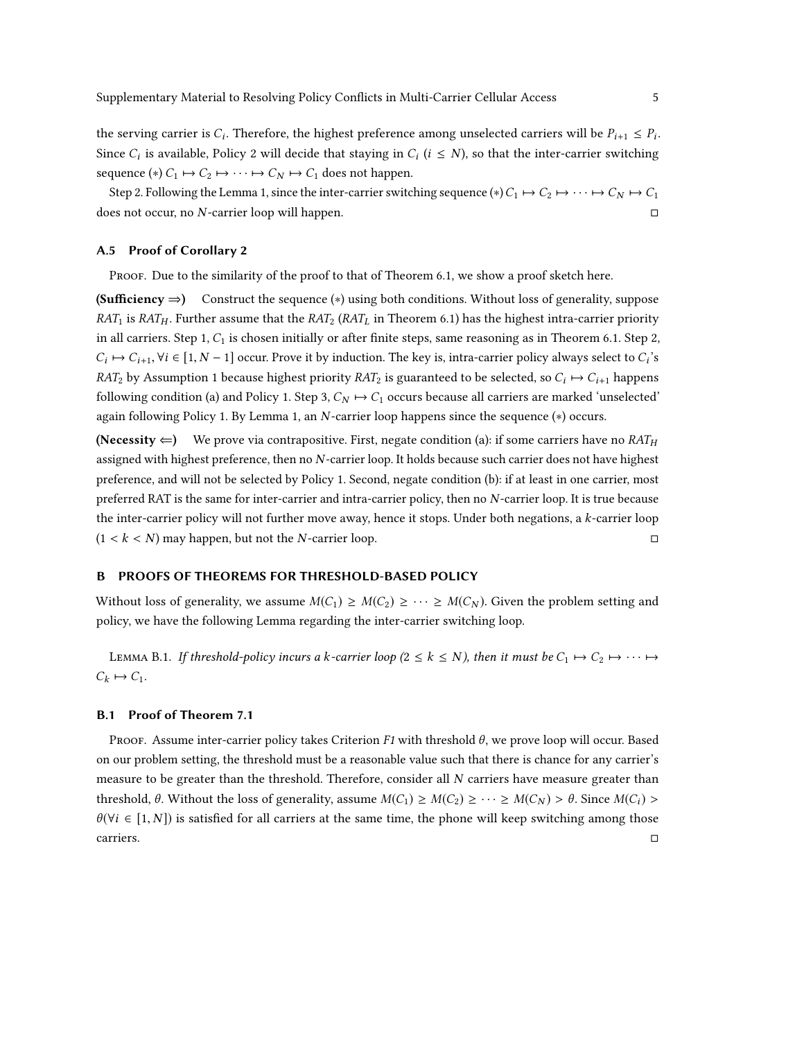the serving carrier is $C_i$. Therefore, the highest preference among unselected carriers will be $P_{i+1} \leq P_i$. Since $C_i$ is available, Policy 2 will decide that staying in $C_i$ ($i \leq N$), so that the inter-carrier switching sequence $(*)$ $C_1 \mapsto C_2 \mapsto \cdots \mapsto C_N \mapsto C_1$ does not happen.

Step 2. Following the Lemma 1, since the inter-carrier switching sequence $(*)$ $C_1 \mapsto C_2 \mapsto \cdots \mapsto C_N \mapsto C_1$ does not occur, no $N$-carrier loop will happen. □

### A.5 Proof of Corollary 2

Proof. Due to the similarity of the proof to that of Theorem 6.1, we show a proof sketch here.

**(Sufficiency ⇒)** Construct the sequence $(*)$ using both conditions. Without loss of generality, suppose $RAT_1$ is $RAT_H$. Further assume that the $RAT_2$ ($RAT_L$ in Theorem 6.1) has the highest intra-carrier priority in all carriers. Step 1, $C_1$ is chosen initially or after finite steps, same reasoning as in Theorem 6.1. Step 2, $C_i \mapsto C_{i+1}, \forall i \in [1, N-1]$ occur. Prove it by induction. The key is, intra-carrier policy always select to $C_i$'s $RAT_2$ by Assumption 1 because highest priority $RAT_2$ is guaranteed to be selected, so $C_i \mapsto C_{i+1}$ happens following condition (a) and Policy 1. Step 3, $C_N \mapsto C_1$ occurs because all carriers are marked 'unselected' again following Policy 1. By Lemma 1, an $N$-carrier loop happens since the sequence $(*)$ occurs.

**(Necessity ⇐)** We prove via contrapositive. First, negate condition (a): if some carriers have no $RAT_H$ assigned with highest preference, then no $N$-carrier loop. It holds because such carrier does not have highest preference, and will not be selected by Policy 1. Second, negate condition (b): if at least in one carrier, most preferred RAT is the same for inter-carrier and intra-carrier policy, then no $N$-carrier loop. It is true because the inter-carrier policy will not further move away, hence it stops. Under both negations, a $k$-carrier loop ($1 < k < N$) may happen, but not the $N$-carrier loop. □

## B PROOFS OF THEOREMS FOR THRESHOLD-BASED POLICY

Without loss of generality, we assume $M(C_1) \geq M(C_2) \geq \cdots \geq M(C_N)$. Given the problem setting and policy, we have the following Lemma regarding the inter-carrier switching loop.

Lemma B.1. *If threshold-policy incurs a $k$-carrier loop ($2 \leq k \leq N$), then it must be $C_1 \mapsto C_2 \mapsto \cdots \mapsto C_k \mapsto C_1$.*

### B.1 Proof of Theorem 7.1

Proof. Assume inter-carrier policy takes Criterion *F1* with threshold $\theta$, we prove loop will occur. Based on our problem setting, the threshold must be a reasonable value such that there is chance for any carrier's measure to be greater than the threshold. Therefore, consider all $N$ carriers have measure greater than threshold, $\theta$. Without the loss of generality, assume $M(C_1) \geq M(C_2) \geq \cdots \geq M(C_N) > \theta$. Since $M(C_i) > \theta (\forall i \in [1, N])$ is satisfied for all carriers at the same time, the phone will keep switching among those carriers. □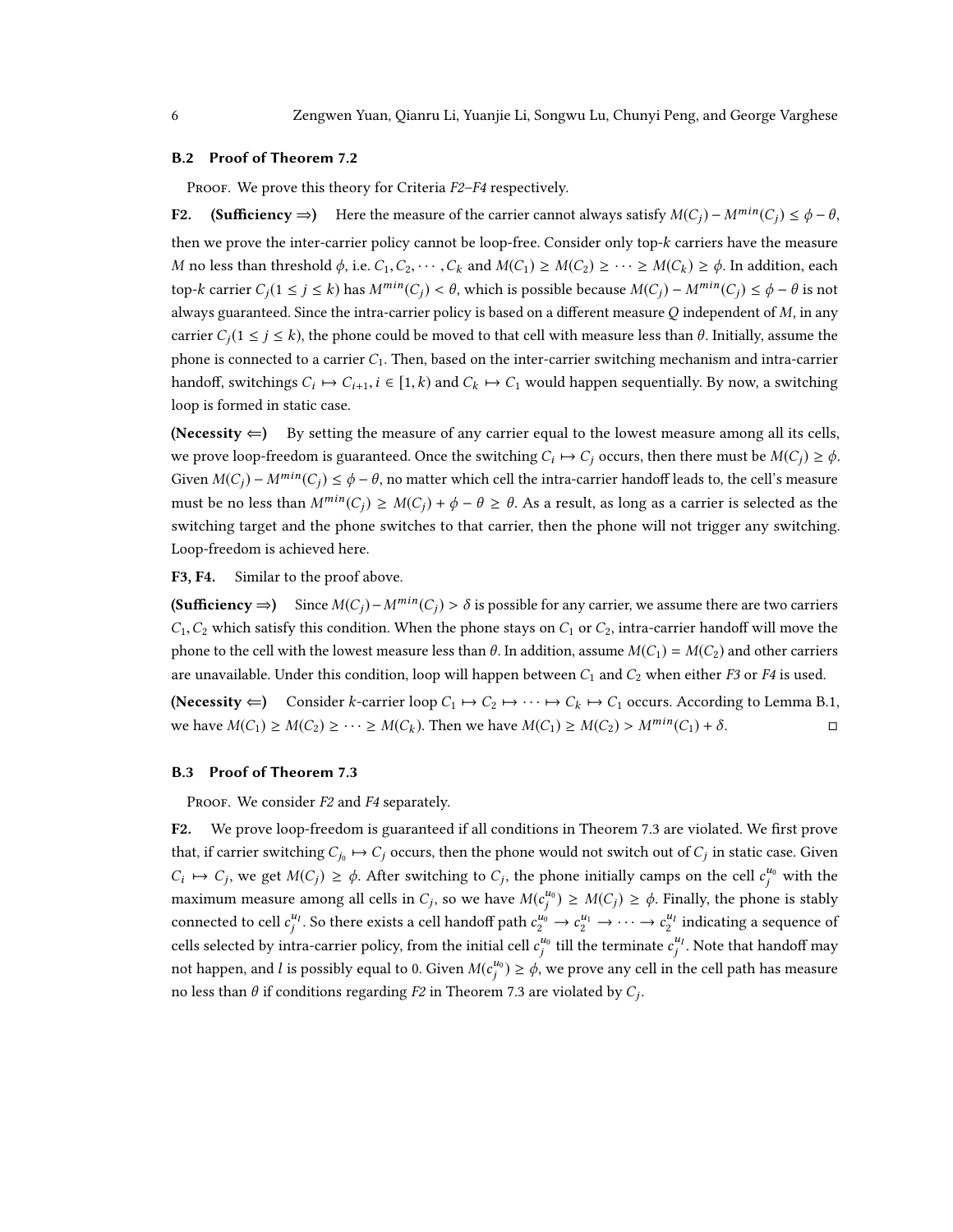### B.2 Proof of Theorem 7.2

Proof. We prove this theory for Criteria *F2*–*F4* respectively.

**F2.** **(Sufficiency ⇒)** Here the measure of the carrier cannot always satisfy $M(C_j) - M^{min}(C_j) \leq \phi - \theta$, then we prove the inter-carrier policy cannot be loop-free. Consider only top-$k$ carriers have the measure $M$ no less than threshold $\phi$, i.e. $C_1, C_2, \cdots, C_k$ and $M(C_1) \geq M(C_2) \geq \cdots \geq M(C_k) \geq \phi$. In addition, each top-$k$ carrier $C_j (1 \leq j \leq k)$ has $M^{min}(C_j) < \theta$, which is possible because $M(C_j) - M^{min}(C_j) \leq \phi - \theta$ is not always guaranteed. Since the intra-carrier policy is based on a different measure $Q$ independent of $M$, in any carrier $C_j (1 \leq j \leq k)$, the phone could be moved to that cell with measure less than $\theta$. Initially, assume the phone is connected to a carrier $C_1$. Then, based on the inter-carrier switching mechanism and intra-carrier handoff, switchings $C_i \mapsto C_{i+1}, i \in [1, k)$ and $C_k \mapsto C_1$ would happen sequentially. By now, a switching loop is formed in static case.

**(Necessity ⇐)** By setting the measure of any carrier equal to the lowest measure among all its cells, we prove loop-freedom is guaranteed. Once the switching $C_i \mapsto C_j$ occurs, then there must be $M(C_j) \geq \phi$. Given $M(C_j) - M^{min}(C_j) \leq \phi - \theta$, no matter which cell the intra-carrier handoff leads to, the cell's measure must be no less than $M^{min}(C_j) \geq M(C_j) + \phi - \theta \geq \theta$. As a result, as long as a carrier is selected as the switching target and the phone switches to that carrier, then the phone will not trigger any switching. Loop-freedom is achieved here.

**F3, F4.** Similar to the proof above.

**(Sufficiency ⇒)** Since $M(C_j) - M^{min}(C_j) > \delta$ is possible for any carrier, we assume there are two carriers $C_1, C_2$ which satisfy this condition. When the phone stays on $C_1$ or $C_2$, intra-carrier handoff will move the phone to the cell with the lowest measure less than $\theta$. In addition, assume $M(C_1) = M(C_2)$ and other carriers are unavailable. Under this condition, loop will happen between $C_1$ and $C_2$ when either *F3* or *F4* is used.

**(Necessity ⇐)** Consider $k$-carrier loop $C_1 \mapsto C_2 \mapsto \cdots \mapsto C_k \mapsto C_1$ occurs. According to Lemma B.1, we have $M(C_1) \geq M(C_2) \geq \cdots \geq M(C_k)$. Then we have $M(C_1) \geq M(C_2) > M^{min}(C_1) + \delta$. □

### B.3 Proof of Theorem 7.3

Proof. We consider *F2* and *F4* separately.

**F2.** We prove loop-freedom is guaranteed if all conditions in Theorem 7.3 are violated. We first prove that, if carrier switching $C_{j_0} \mapsto C_j$ occurs, then the phone would not switch out of $C_j$ in static case. Given $C_i \mapsto C_j$, we get $M(C_j) \geq \phi$. After switching to $C_j$, the phone initially camps on the cell $c_j^{u_0}$ with the maximum measure among all cells in $C_j$, so we have $M(c_j^{u_0}) \geq M(C_j) \geq \phi$. Finally, the phone is stably connected to cell $c_j^{u_l}$. So there exists a cell handoff path $c_2^{u_0} \rightarrow c_2^{u_1} \rightarrow \cdots \rightarrow c_2^{u_l}$ indicating a sequence of cells selected by intra-carrier policy, from the initial cell $c_j^{u_0}$ till the terminate $c_j^{u_l}$. Note that handoff may not happen, and $l$ is possibly equal to 0. Given $M(c_j^{u_0}) \geq \phi$, we prove any cell in the cell path has measure no less than $\theta$ if conditions regarding *F2* in Theorem 7.3 are violated by $C_j$.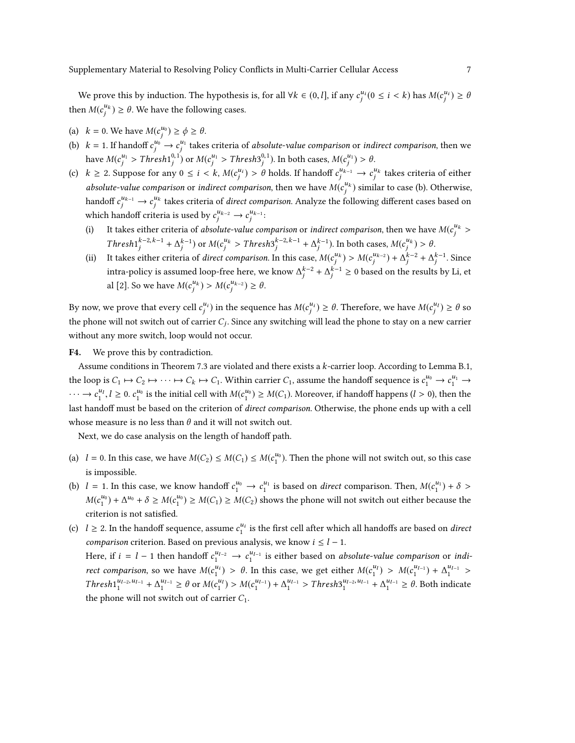We prove this by induction. The hypothesis is, for all $\forall k \in (0, l]$, if any $c_j^{u_i} (0 \le i < k)$ has $M(c_j^{u_i}) \ge \theta$ then $M(c_j^{u_k}) \ge \theta$. We have the following cases.

(a) $k = 0$. We have $M(c_j^{u_0}) \ge \phi \ge \theta$.

(b) $k = 1$. If handoff $c_j^{u_0} \to c_j^{u_1}$ takes criteria of *absolute-value comparison* or *indirect comparison*, then we have $M(c_j^{u_1} > Thresh1_j^{0,1})$ or $M(c_j^{u_1} > Thresh3_j^{0,1})$. In both cases, $M(c_j^{u_1}) > \theta$.

(c) $k \ge 2$. Suppose for any $0 \le i < k$, $M(c_j^{u_i}) > \theta$ holds. If handoff $c_j^{u_{k-1}} \to c_j^{u_k}$ takes criteria of either *absolute-value comparison* or *indirect comparison*, then we have $M(c_j^{u_k})$ similar to case (b). Otherwise, handoff $c_j^{u_{k-1}} \to c_j^{u_k}$ takes criteria of *direct comparison*. Analyze the following different cases based on which handoff criteria is used by $c_j^{u_{k-2}} \to c_j^{u_{k-1}}$:

   (i) It takes either criteria of *absolute-value comparison* or *indirect comparison*, then we have $M(c_j^{u_k} > Thresh1_j^{k-2,k-1} + \Delta_j^{k-1})$ or $M(c_j^{u_k} > Thresh3_j^{k-2,k-1} + \Delta_j^{k-1})$. In both cases, $M(c_j^{u_k}) > \theta$.

   (ii) It takes either criteria of *direct comparison*. In this case, $M(c_j^{u_k}) > M(c_j^{u_{k-2}}) + \Delta_j^{k-2} + \Delta_j^{k-1}$. Since intra-policy is assumed loop-free here, we know $\Delta_j^{k-2} + \Delta_j^{k-1} \ge 0$ based on the results by Li, et al [2]. So we have $M(c_j^{u_k}) > M(c_j^{u_{k-2}}) \ge \theta$.

By now, we prove that every cell $c_j^{u_i}$) in the sequence has $M(c_j^{u_i}) \ge \theta$. Therefore, we have $M(c_j^{u_l}) \ge \theta$ so the phone will not switch out of carrier $C_j$. Since any switching will lead the phone to stay on a new carrier without any more switch, loop would not occur.

**F4.** We prove this by contradiction.

Assume conditions in Theorem 7.3 are violated and there exists a $k$-carrier loop. According to Lemma B.1, the loop is $C_1 \mapsto C_2 \mapsto \cdots \mapsto C_k \mapsto C_1$. Within carrier $C_1$, assume the handoff sequence is $c_1^{u_0} \to c_1^{u_1} \to \cdots \to c_1^{u_l}, l \ge 0$. $c_1^{u_0}$ is the initial cell with $M(c_1^{u_0}) \ge M(C_1)$. Moreover, if handoff happens ($l > 0$), then the last handoff must be based on the criterion of *direct comparison*. Otherwise, the phone ends up with a cell whose measure is no less than $\theta$ and it will not switch out.

Next, we do case analysis on the length of handoff path.

(a) $l = 0$. In this case, we have $M(C_2) \le M(C_1) \le M(c_1^{u_0})$. Then the phone will not switch out, so this case is impossible.

(b) $l = 1$. In this case, we know handoff $c_1^{u_0} \to c_1^{u_1}$ is based on *direct* comparison. Then, $M(c_1^{u_1}) + \delta > M(c_1^{u_0}) + \Delta^{u_0} + \delta \ge M(c_1^{u_0}) \ge M(C_1) \ge M(C_2)$ shows the phone will not switch out either because the criterion is not satisfied.

(c) $l \ge 2$. In the handoff sequence, assume $c_1^{u_i}$ is the first cell after which all handoffs are based on *direct comparison* criterion. Based on previous analysis, we know $i \le l - 1$.
Here, if $i = l - 1$ then handoff $c_1^{u_{l-2}} \to c_1^{u_{l-1}}$ is either based on *absolute-value comparison* or *indirect comparison*, so we have $M(c_1^{u_i}) > \theta$. In this case, we get either $M(c_1^{u_l}) > M(c_1^{u_{l-1}}) + \Delta_1^{u_{l-1}} > Thresh1_1^{u_{l-2},u_{l-1}} + \Delta_1^{u_{l-1}} \ge \theta$ or $M(c_1^{u_l}) > M(c_1^{u_{l-1}}) + \Delta_1^{u_{l-1}} > Thresh3_1^{u_{l-2},u_{l-1}} + \Delta_1^{u_{l-1}} \ge \theta$. Both indicate the phone will not switch out of carrier $C_1$.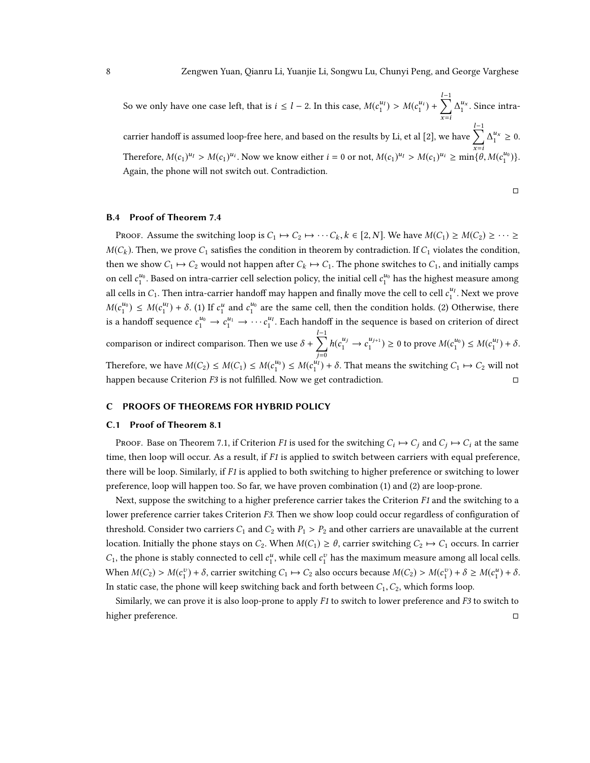So we only have one case left, that is $i \leq l-2$. In this case, $M(c_1^{u_l}) > M(c_1^{u_i}) + \sum_{x=i}^{l-1} \Delta_1^{u_x}$. Since intra-carrier handoff is assumed loop-free here, and based on the results by Li, et al [2], we have $\sum_{x=i}^{l-1} \Delta_1^{u_x} \geq 0$. Therefore, $M(c_1)^{u_l} > M(c_1)^{u_i}$. Now we know either $i = 0$ or not, $M(c_1)^{u_l} > M(c_1)^{u_i} \geq \min\{\theta, M(c_1^{u_0})\}$. Again, the phone will not switch out. Contradiction.

□

### B.4 Proof of Theorem 7.4

Proof. Assume the switching loop is $C_1 \mapsto C_2 \mapsto \cdots C_k, k \in [2, N]$. We have $M(C_1) \geq M(C_2) \geq \cdots \geq M(C_k)$. Then, we prove $C_1$ satisfies the condition in theorem by contradiction. If $C_1$ violates the condition, then we show $C_1 \mapsto C_2$ would not happen after $C_k \mapsto C_1$. The phone switches to $C_1$, and initially camps on cell $c_1^{u_0}$. Based on intra-carrier cell selection policy, the initial cell $c_1^{u_0}$ has the highest measure among all cells in $C_1$. Then intra-carrier handoff may happen and finally move the cell to cell $c_1^{u_l}$. Next we prove $M(c_1^{u_0}) \leq M(c_1^{u_l}) + \delta$. (1) If $c_1^u$ and $c_1^{u_0}$ are the same cell, then the condition holds. (2) Otherwise, there is a handoff sequence $c_1^{u_0} \to c_1^{u_1} \to \cdots c_1^{u_l}$. Each handoff in the sequence is based on criterion of direct comparison or indirect comparison. Then we use $\delta + \sum_{j=0}^{l-1} h(c_1^{u_j} \to c_1^{u_{j+1}}) \geq 0$ to prove $M(c_1^{u_0}) \leq M(c_1^{u_l}) + \delta$. Therefore, we have $M(C_2) \leq M(C_1) \leq M(c_1^{u_0}) \leq M(c_1^{u_l}) + \delta$. That means the switching $C_1 \mapsto C_2$ will not happen because Criterion *F3* is not fulfilled. Now we get contradiction. □

## C PROOFS OF THEOREMS FOR HYBRID POLICY

### C.1 Proof of Theorem 8.1

Proof. Base on Theorem 7.1, if Criterion *F1* is used for the switching $C_i \mapsto C_j$ and $C_j \mapsto C_i$ at the same time, then loop will occur. As a result, if *F1* is applied to switch between carriers with equal preference, there will be loop. Similarly, if *F1* is applied to both switching to higher preference or switching to lower preference, loop will happen too. So far, we have proven combination (1) and (2) are loop-prone.

Next, suppose the switching to a higher preference carrier takes the Criterion *F1* and the switching to a lower preference carrier takes Criterion *F3*. Then we show loop could occur regardless of configuration of threshold. Consider two carriers $C_1$ and $C_2$ with $P_1 > P_2$ and other carriers are unavailable at the current location. Initially the phone stays on $C_2$. When $M(C_1) \geq \theta$, carrier switching $C_2 \mapsto C_1$ occurs. In carrier $C_1$, the phone is stably connected to cell $c_1^u$, while cell $c_1^v$ has the maximum measure among all local cells. When $M(C_2) > M(c_1^v) + \delta$, carrier switching $C_1 \mapsto C_2$ also occurs because $M(C_2) > M(c_1^v) + \delta \geq M(c_1^u) + \delta$. In static case, the phone will keep switching back and forth between $C_1, C_2$, which forms loop.

Similarly, we can prove it is also loop-prone to apply *F1* to switch to lower preference and *F3* to switch to higher preference. □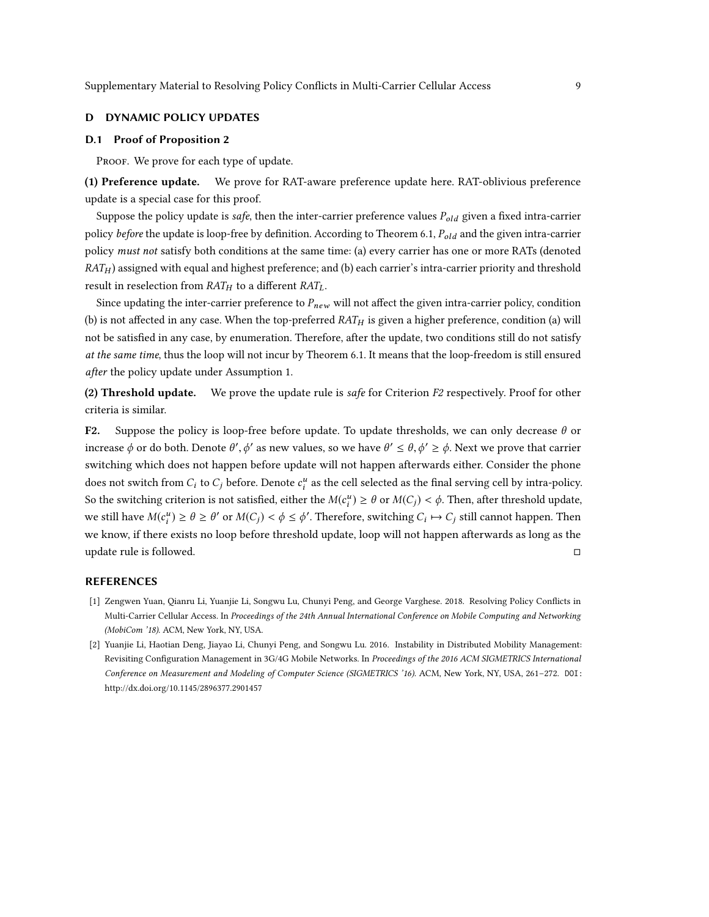## D DYNAMIC POLICY UPDATES

### D.1 Proof of Proposition 2

PROOF. We prove for each type of update.

**(1) Preference update.** We prove for RAT-aware preference update here. RAT-oblivious preference update is a special case for this proof.

Suppose the policy update is *safe*, then the inter-carrier preference values $P_{old}$ given a fixed intra-carrier policy *before* the update is loop-free by definition. According to Theorem 6.1, $P_{old}$ and the given intra-carrier policy *must not* satisfy both conditions at the same time: (a) every carrier has one or more RATs (denoted $RAT_H$) assigned with equal and highest preference; and (b) each carrier's intra-carrier priority and threshold result in reselection from $RAT_H$ to a different $RAT_L$.

Since updating the inter-carrier preference to $P_{new}$ will not affect the given intra-carrier policy, condition (b) is not affected in any case. When the top-preferred $RAT_H$ is given a higher preference, condition (a) will not be satisfied in any case, by enumeration. Therefore, after the update, two conditions still do not satisfy *at the same time*, thus the loop will not incur by Theorem 6.1. It means that the loop-freedom is still ensured *after* the policy update under Assumption 1.

**(2) Threshold update.** We prove the update rule is *safe* for Criterion *F2* respectively. Proof for other criteria is similar.

**F2.** Suppose the policy is loop-free before update. To update thresholds, we can only decrease $\theta$ or increase $\phi$ or do both. Denote $\theta', \phi'$ as new values, so we have $\theta' \leq \theta, \phi' \geq \phi$. Next we prove that carrier switching which does not happen before update will not happen afterwards either. Consider the phone does not switch from $C_i$ to $C_j$ before. Denote $c_i^u$ as the cell selected as the final serving cell by intra-policy. So the switching criterion is not satisfied, either the $M(c_i^u) \geq \theta$ or $M(C_j) < \phi$. Then, after threshold update, we still have $M(c_i^u) \geq \theta \geq \theta'$ or $M(C_j) < \phi \leq \phi'$. Therefore, switching $C_i \mapsto C_j$ still cannot happen. Then we know, if there exists no loop before threshold update, loop will not happen afterwards as long as the update rule is followed. ◻

## REFERENCES

[1] Zengwen Yuan, Qianru Li, Yuanjie Li, Songwu Lu, Chunyi Peng, and George Varghese. 2018. Resolving Policy Conflicts in Multi-Carrier Cellular Access. In *Proceedings of the 24th Annual International Conference on Mobile Computing and Networking (MobiCom '18)*. ACM, New York, NY, USA.

[2] Yuanjie Li, Haotian Deng, Jiayao Li, Chunyi Peng, and Songwu Lu. 2016. Instability in Distributed Mobility Management: Revisiting Configuration Management in 3G/4G Mobile Networks. In *Proceedings of the 2016 ACM SIGMETRICS International Conference on Measurement and Modeling of Computer Science (SIGMETRICS '16)*. ACM, New York, NY, USA, 261–272. DOI: http://dx.doi.org/10.1145/2896377.2901457